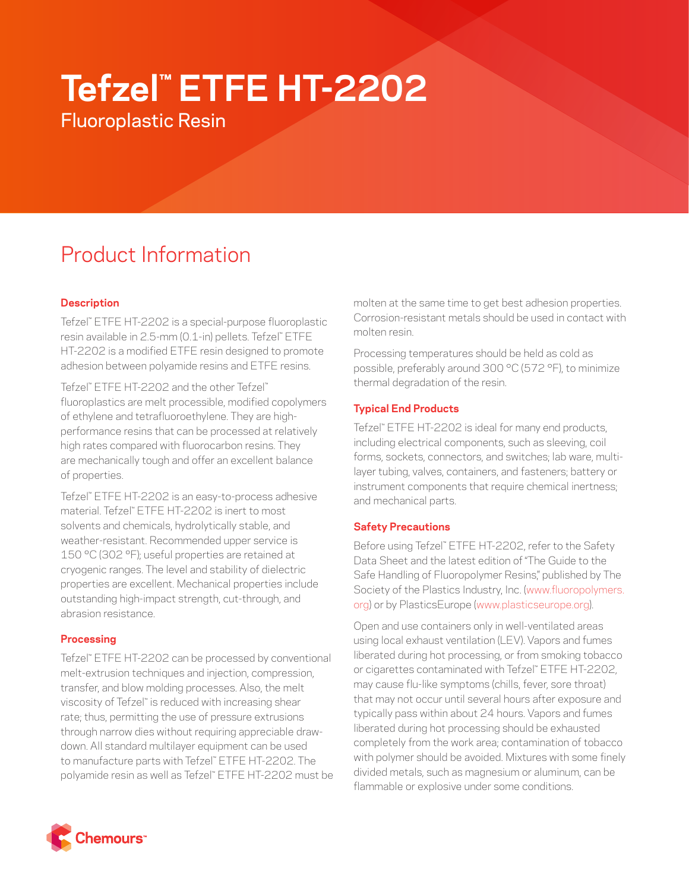# Tefzel™ ETFE HT-2202

Fluoroplastic Resin

## Product Information

### Description

Tefzel™ ETFE HT-2202 is a special-purpose fluoroplastic resin available in 2.5-mm (0.1-in) pellets. Tefzel™ ETFE HT-2202 is a modified ETFE resin designed to promote adhesion between polyamide resins and ETFE resins.

Tefzel™ ETFE HT-2202 and the other Tefzel™ fluoroplastics are melt processible, modified copolymers of ethylene and tetrafluoroethylene. They are high-performance resins that can be processed at relatively high rates compared with fluorocarbon resins. They are mechanically tough and offer an excellent balance of properties.

Tefzel™ ETFE HT-2202 is an easy-to-process adhesive material. Tefzel™ ETFE HT-2202 is inert to most solvents and chemicals, hydrolytically stable, and weather-resistant. Recommended upper service is 150 °C (302 °F); useful properties are retained at cryogenic ranges. The level and stability of dielectric properties are excellent. Mechanical properties include outstanding high-impact strength, cut-through, and abrasion resistance.

### Processing

Tefzel™ ETFE HT-2202 can be processed by conventional melt-extrusion techniques and injection, compression, transfer, and blow molding processes. Also, the melt viscosity of Tefzel™ is reduced with increasing shear rate; thus, permitting the use of pressure extrusions through narrow dies without requiring appreciable draw-down. All standard multilayer equipment can be used to manufacture parts with Tefzel™ ETFE HT-2202. The polyamide resin as well as Tefzel™ ETFE HT-2202 must be molten at the same time to get best adhesion properties. Corrosion-resistant metals should be used in contact with molten resin.

Processing temperatures should be held as cold as possible, preferably around 300 °C (572 °F), to minimize thermal degradation of the resin.

### Typical End Products

Tefzel™ ETFE HT-2202 is ideal for many end products, including electrical components, such as sleeving, coil forms, sockets, connectors, and switches; lab ware, multi-layer tubing, valves, containers, and fasteners; battery or instrument components that require chemical inertness; and mechanical parts.

### Safety Precautions

Before using Tefzel™ ETFE HT-2202, refer to the Safety Data Sheet and the latest edition of "The Guide to the Safe Handling of Fluoropolymer Resins," published by The Society of the Plastics Industry, Inc. (www.fluoropolymers.org) or by PlasticsEurope (www.plasticseurope.org).

Open and use containers only in well-ventilated areas using local exhaust ventilation (LEV). Vapors and fumes liberated during hot processing, or from smoking tobacco or cigarettes contaminated with Tefzel™ ETFE HT-2202, may cause flu-like symptoms (chills, fever, sore throat) that may not occur until several hours after exposure and typically pass within about 24 hours. Vapors and fumes liberated during hot processing should be exhausted completely from the work area; contamination of tobacco with polymer should be avoided. Mixtures with some finely divided metals, such as magnesium or aluminum, can be flammable or explosive under some conditions.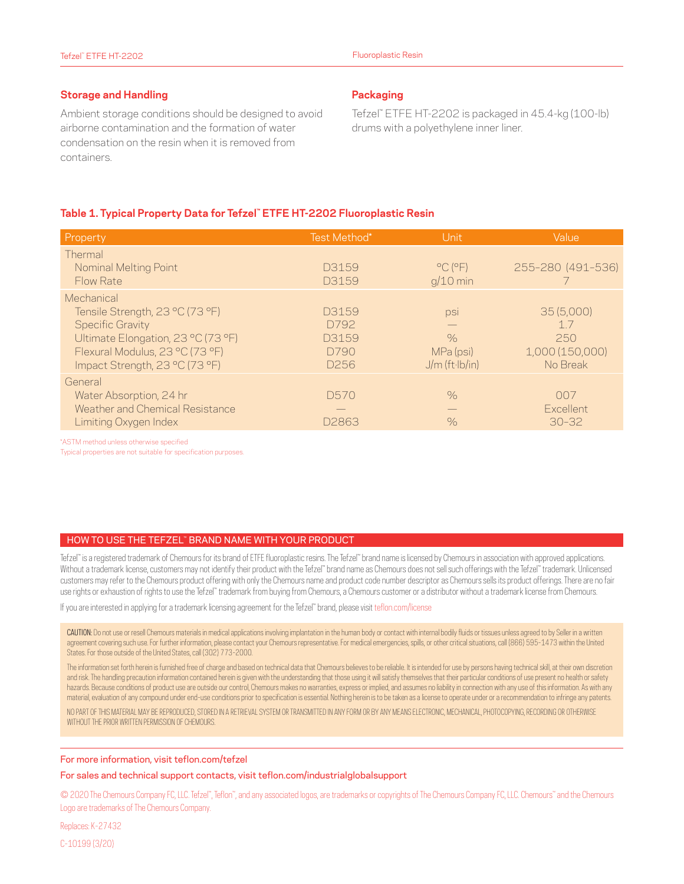## Storage and Handling

Ambient storage conditions should be designed to avoid airborne contamination and the formation of water condensation on the resin when it is removed from containers.

## Packaging

Tefzel™ ETFE HT-2202 is packaged in 45.4-kg (100-lb) drums with a polyethylene inner liner.

### Table 1. Typical Property Data for Tefzel™ ETFE HT-2202 Fluoroplastic Resin

| Property | Test Method* | Unit | Value |
|---|---|---|---|
| Thermal | | | |
| Nominal Melting Point | D3159 | °C (°F) | 255–280 (491–536) |
| Flow Rate | D3159 | g/10 min | 7 |
| Mechanical | | | |
| Tensile Strength, 23 °C (73 °F) | D3159 | psi | 35 (5,000) |
| Specific Gravity | D792 | — | 1.7 |
| Ultimate Elongation, 23 °C (73 °F) | D3159 | % | 250 |
| Flexural Modulus, 23 °C (73 °F) | D790 | MPa (psi) | 1,000 (150,000) |
| Impact Strength, 23 °C (73 °F) | D256 | J/m (ft·lb/in) | No Break |
| General | | | |
| Water Absorption, 24 hr | D570 | % | 007 |
| Weather and Chemical Resistance | — | — | Excellent |
| Limiting Oxygen Index | D2863 | % | 30–32 |

*ASTM method unless otherwise specified
Typical properties are not suitable for specification purposes.

## HOW TO USE THE TEFZEL™ BRAND NAME WITH YOUR PRODUCT

Tefzel™ is a registered trademark of Chemours for its brand of ETFE fluoroplastic resins. The Tefzel™ brand name is licensed by Chemours in association with approved applications. Without a trademark license, customers may not identify their product with the Tefzel™ brand name as Chemours does not sell such offerings with the Tefzel™ trademark. Unlicensed customers may refer to the Chemours product offering with only the Chemours name and product code number descriptor as Chemours sells its product offerings. There are no fair use rights or exhaustion of rights to use the Tefzel™ trademark from buying from Chemours, a Chemours customer or a distributor without a trademark license from Chemours.

If you are interested in applying for a trademark licensing agreement for the Tefzel™ brand, please visit teflon.com/license

CAUTION: Do not use or resell Chemours materials in medical applications involving implantation in the human body or contact with internal bodily fluids or tissues unless agreed to by Seller in a written agreement covering such use. For further information, please contact your Chemours representative. For medical emergencies, spills, or other critical situations, call (866) 595-1473 within the United States. For those outside of the United States, call (302) 773-2000.

The information set forth herein is furnished free of charge and based on technical data that Chemours believes to be reliable. It is intended for use by persons having technical skill, at their own discretion and risk. The handling precaution information contained herein is given with the understanding that those using it will satisfy themselves that their particular conditions of use present no health or safety hazards. Because conditions of product use are outside our control, Chemours makes no warranties, express or implied, and assumes no liability in connection with any use of this information. As with any material, evaluation of any compound under end-use conditions prior to specification is essential. Nothing herein is to be taken as a license to operate under or a recommendation to infringe any patents.

NO PART OF THIS MATERIAL MAY BE REPRODUCED, STORED IN A RETRIEVAL SYSTEM OR TRANSMITTED IN ANY FORM OR BY ANY MEANS ELECTRONIC, MECHANICAL, PHOTOCOPYING, RECORDING OR OTHERWISE WITHOUT THE PRIOR WRITTEN PERMISSION OF CHEMOURS.

For more information, visit teflon.com/tefzel

For sales and technical support contacts, visit teflon.com/industrialglobalsupport

© 2020 The Chemours Company FC, LLC. Tefzel™, Teflon™, and any associated logos, are trademarks or copyrights of The Chemours Company FC, LLC. Chemours™ and the Chemours Logo are trademarks of The Chemours Company.

Replaces: K-27432

C-10199 (3/20)